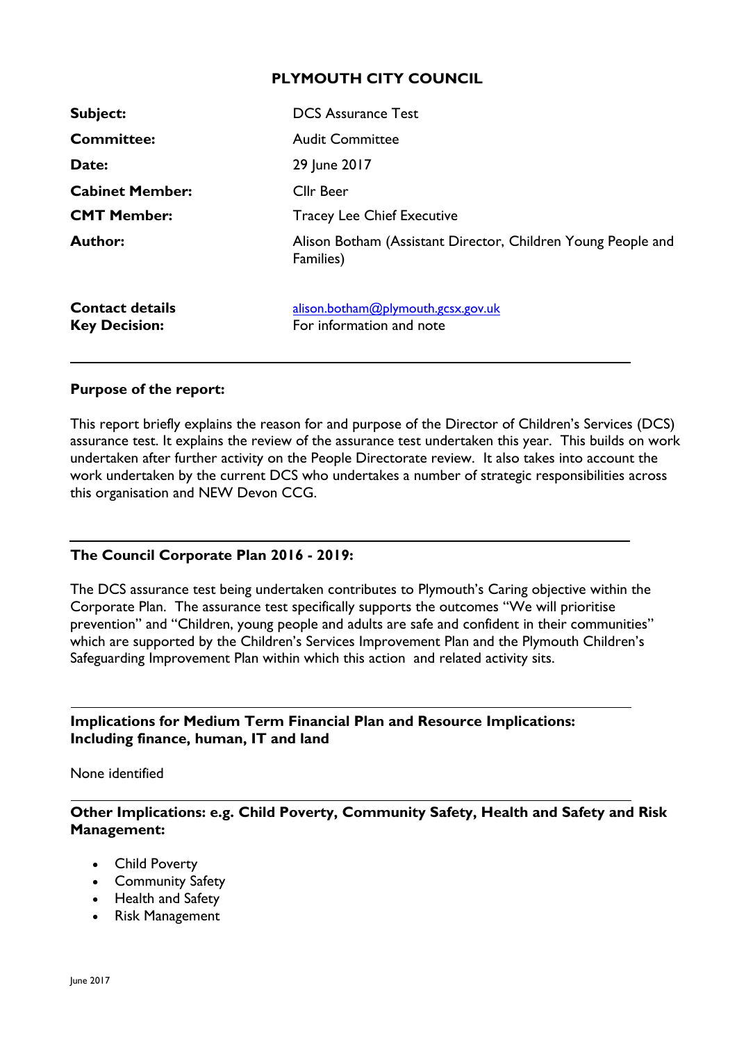# PLYMOUTH CITY COUNCIL

| | |
|---|---|
| **Subject:** | DCS Assurance Test |
| **Committee:** | Audit Committee |
| **Date:** | 29 June 2017 |
| **Cabinet Member:** | Cllr Beer |
| **CMT Member:** | Tracey Lee Chief Executive |
| **Author:** | Alison Botham (Assistant Director, Children Young People and Families) |
| **Contact details** | alison.botham@plymouth.gcsx.gov.uk |
| **Key Decision:** | For information and note |

---

**Purpose of the report:**

This report briefly explains the reason for and purpose of the Director of Children's Services (DCS) assurance test. It explains the review of the assurance test undertaken this year. This builds on work undertaken after further activity on the People Directorate review. It also takes into account the work undertaken by the current DCS who undertakes a number of strategic responsibilities across this organisation and NEW Devon CCG.

---

**The Council Corporate Plan 2016 - 2019:**

The DCS assurance test being undertaken contributes to Plymouth's Caring objective within the Corporate Plan. The assurance test specifically supports the outcomes "We will prioritise prevention" and "Children, young people and adults are safe and confident in their communities" which are supported by the Children's Services Improvement Plan and the Plymouth Children's Safeguarding Improvement Plan within which this action and related activity sits.

---

**Implications for Medium Term Financial Plan and Resource Implications: Including finance, human, IT and land**

None identified

---

**Other Implications: e.g. Child Poverty, Community Safety, Health and Safety and Risk Management:**

- Child Poverty
- Community Safety
- Health and Safety
- Risk Management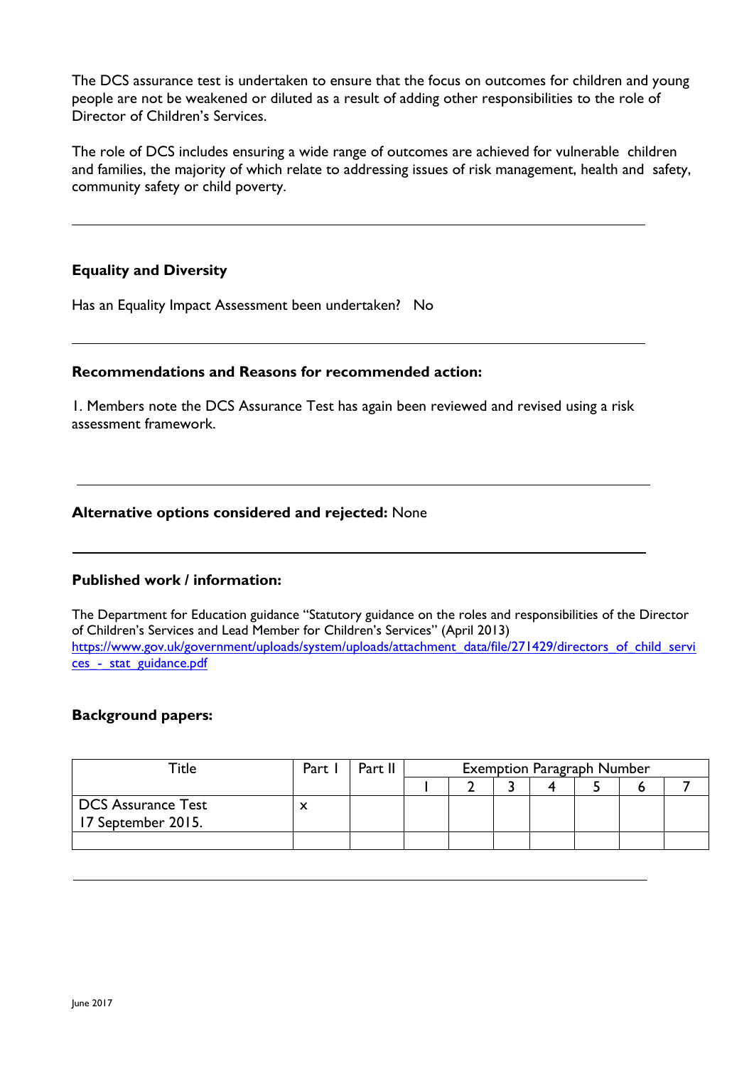The DCS assurance test is undertaken to ensure that the focus on outcomes for children and young people are not be weakened or diluted as a result of adding other responsibilities to the role of Director of Children's Services.

The role of DCS includes ensuring a wide range of outcomes are achieved for vulnerable children and families, the majority of which relate to addressing issues of risk management, health and safety, community safety or child poverty.

---

**Equality and Diversity**

Has an Equality Impact Assessment been undertaken? No

---

**Recommendations and Reasons for recommended action:**

1. Members note the DCS Assurance Test has again been reviewed and revised using a risk assessment framework.

---

**Alternative options considered and rejected:** None

---

**Published work / information:**

The Department for Education guidance "Statutory guidance on the roles and responsibilities of the Director of Children's Services and Lead Member for Children's Services" (April 2013)
https://www.gov.uk/government/uploads/system/uploads/attachment_data/file/271429/directors_of_child_services_-_stat_guidance.pdf

**Background papers:**

| Title | Part I | Part II | Exemption Paragraph Number | | | | | | |
|---|---|---|---|---|---|---|---|---|---|
| | | | 1 | 2 | 3 | 4 | 5 | 6 | 7 |
| DCS Assurance Test 17 September 2015. | x | | | | | | | | |
| | | | | | | | | | |

---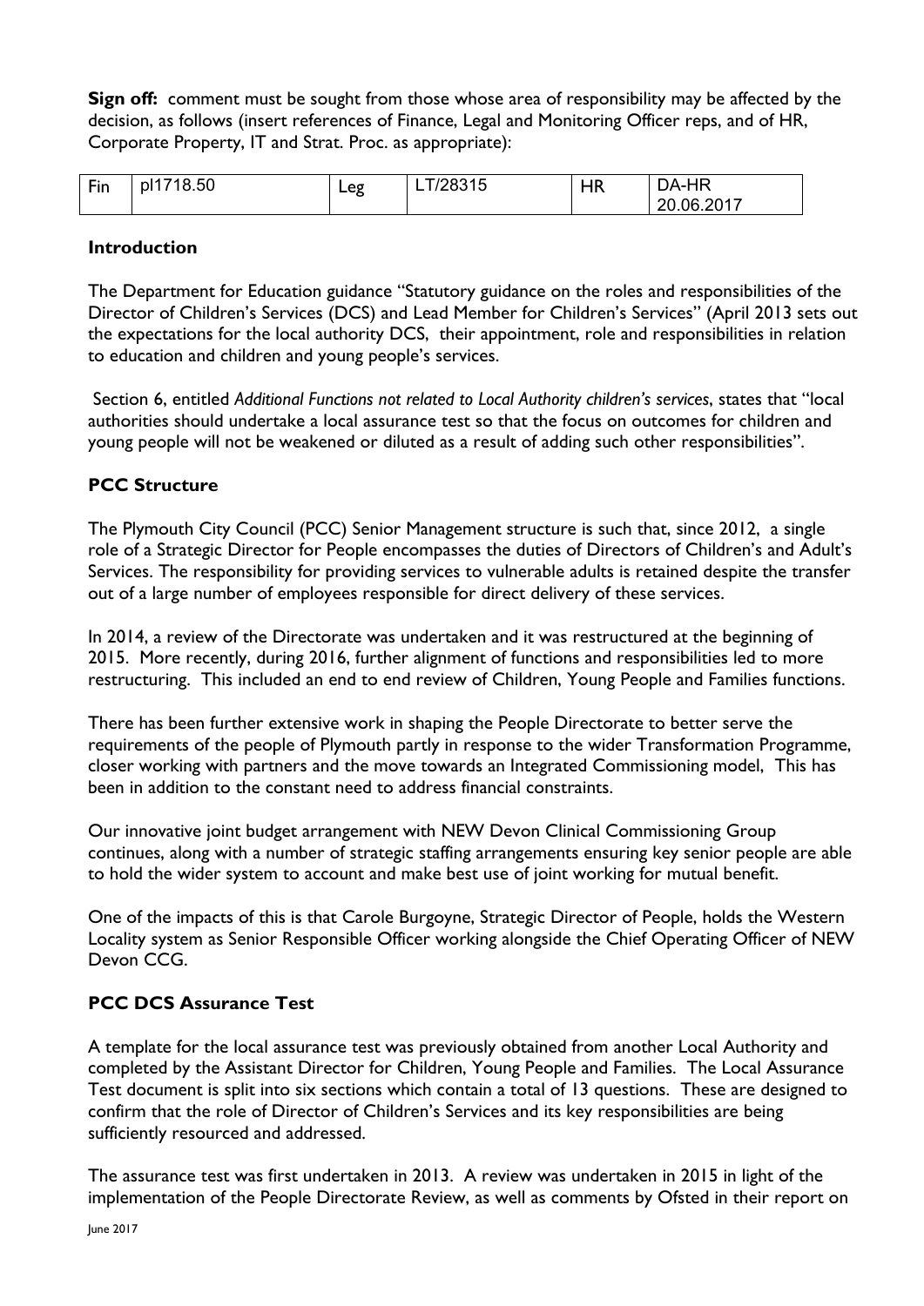**Sign off:** comment must be sought from those whose area of responsibility may be affected by the decision, as follows (insert references of Finance, Legal and Monitoring Officer reps, and of HR, Corporate Property, IT and Strat. Proc. as appropriate):

| Fin | pl1718.50 | Leg | LT/28315 | HR | DA-HR 20.06.2017 |
|---|---|---|---|---|---|

## Introduction

The Department for Education guidance "Statutory guidance on the roles and responsibilities of the Director of Children's Services (DCS) and Lead Member for Children's Services" (April 2013 sets out the expectations for the local authority DCS, their appointment, role and responsibilities in relation to education and children and young people's services.

Section 6, entitled *Additional Functions not related to Local Authority children's services*, states that "local authorities should undertake a local assurance test so that the focus on outcomes for children and young people will not be weakened or diluted as a result of adding such other responsibilities".

## PCC Structure

The Plymouth City Council (PCC) Senior Management structure is such that, since 2012, a single role of a Strategic Director for People encompasses the duties of Directors of Children's and Adult's Services. The responsibility for providing services to vulnerable adults is retained despite the transfer out of a large number of employees responsible for direct delivery of these services.

In 2014, a review of the Directorate was undertaken and it was restructured at the beginning of 2015. More recently, during 2016, further alignment of functions and responsibilities led to more restructuring. This included an end to end review of Children, Young People and Families functions.

There has been further extensive work in shaping the People Directorate to better serve the requirements of the people of Plymouth partly in response to the wider Transformation Programme, closer working with partners and the move towards an Integrated Commissioning model, This has been in addition to the constant need to address financial constraints.

Our innovative joint budget arrangement with NEW Devon Clinical Commissioning Group continues, along with a number of strategic staffing arrangements ensuring key senior people are able to hold the wider system to account and make best use of joint working for mutual benefit.

One of the impacts of this is that Carole Burgoyne, Strategic Director of People, holds the Western Locality system as Senior Responsible Officer working alongside the Chief Operating Officer of NEW Devon CCG.

## PCC DCS Assurance Test

A template for the local assurance test was previously obtained from another Local Authority and completed by the Assistant Director for Children, Young People and Families. The Local Assurance Test document is split into six sections which contain a total of 13 questions. These are designed to confirm that the role of Director of Children's Services and its key responsibilities are being sufficiently resourced and addressed.

The assurance test was first undertaken in 2013. A review was undertaken in 2015 in light of the implementation of the People Directorate Review, as well as comments by Ofsted in their report on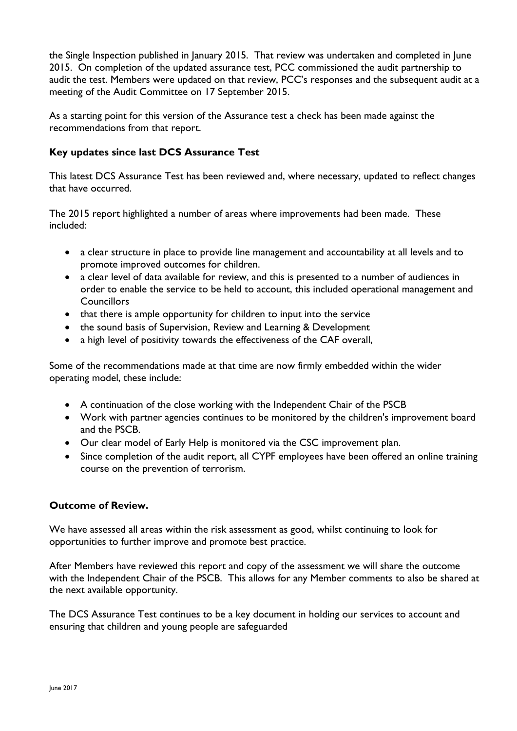the Single Inspection published in January 2015. That review was undertaken and completed in June 2015. On completion of the updated assurance test, PCC commissioned the audit partnership to audit the test. Members were updated on that review, PCC's responses and the subsequent audit at a meeting of the Audit Committee on 17 September 2015.

As a starting point for this version of the Assurance test a check has been made against the recommendations from that report.

**Key updates since last DCS Assurance Test**

This latest DCS Assurance Test has been reviewed and, where necessary, updated to reflect changes that have occurred.

The 2015 report highlighted a number of areas where improvements had been made. These included:

- a clear structure in place to provide line management and accountability at all levels and to promote improved outcomes for children.
- a clear level of data available for review, and this is presented to a number of audiences in order to enable the service to be held to account, this included operational management and Councillors
- that there is ample opportunity for children to input into the service
- the sound basis of Supervision, Review and Learning & Development
- a high level of positivity towards the effectiveness of the CAF overall,

Some of the recommendations made at that time are now firmly embedded within the wider operating model, these include:

- A continuation of the close working with the Independent Chair of the PSCB
- Work with partner agencies continues to be monitored by the children's improvement board and the PSCB.
- Our clear model of Early Help is monitored via the CSC improvement plan.
- Since completion of the audit report, all CYPF employees have been offered an online training course on the prevention of terrorism.

**Outcome of Review.**

We have assessed all areas within the risk assessment as good, whilst continuing to look for opportunities to further improve and promote best practice.

After Members have reviewed this report and copy of the assessment we will share the outcome with the Independent Chair of the PSCB. This allows for any Member comments to also be shared at the next available opportunity.

The DCS Assurance Test continues to be a key document in holding our services to account and ensuring that children and young people are safeguarded

June 2017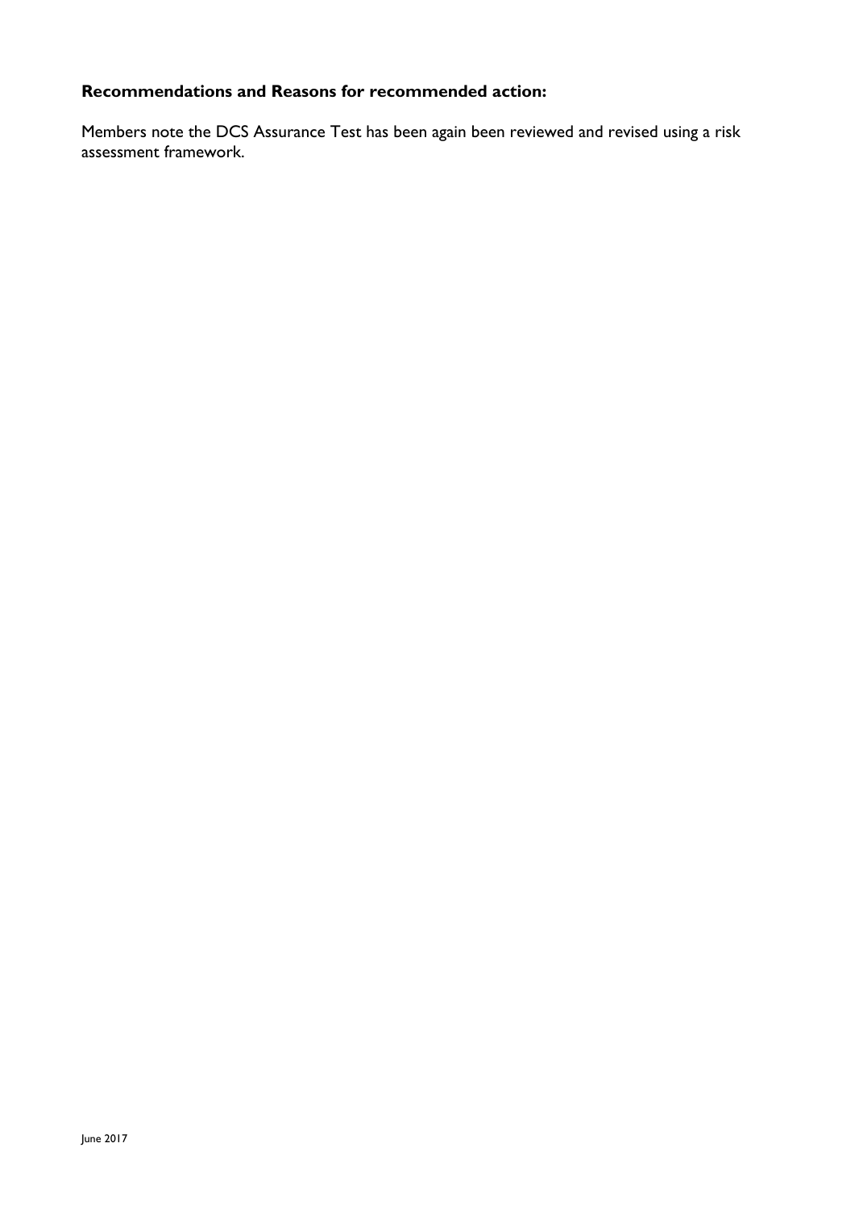**Recommendations and Reasons for recommended action:**

Members note the DCS Assurance Test has been again been reviewed and revised using a risk assessment framework.